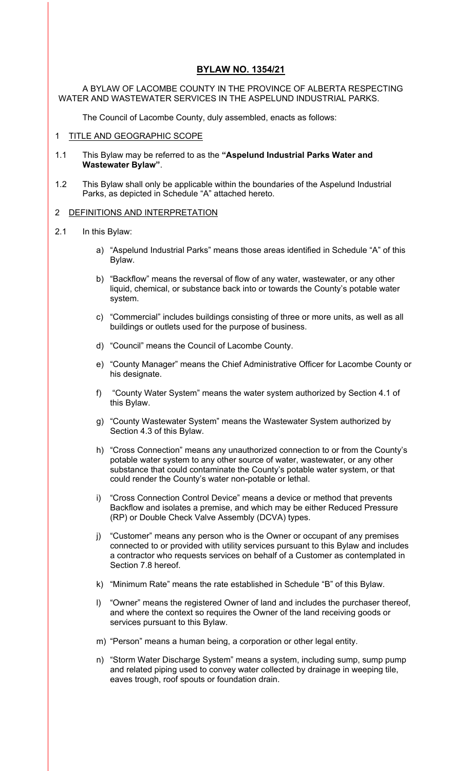# BYLAW NO. 1354/21

A BYLAW OF LACOMBE COUNTY IN THE PROVINCE OF ALBERTA RESPECTING WATER AND WASTEWATER SERVICES IN THE ASPELUND INDUSTRIAL PARKS.

The Council of Lacombe County, duly assembled, enacts as follows:

## 1 TITLE AND GEOGRAPHIC SCOPE

1.1 This Bylaw may be referred to as the **"Aspelund Industrial Parks Water and Wastewater Bylaw"**.

1.2 This Bylaw shall only be applicable within the boundaries of the Aspelund Industrial Parks, as depicted in Schedule "A" attached hereto.

## 2 DEFINITIONS AND INTERPRETATION

2.1 In this Bylaw:

a) "Aspelund Industrial Parks" means those areas identified in Schedule "A" of this Bylaw.

b) "Backflow" means the reversal of flow of any water, wastewater, or any other liquid, chemical, or substance back into or towards the County's potable water system.

c) "Commercial" includes buildings consisting of three or more units, as well as all buildings or outlets used for the purpose of business.

d) "Council" means the Council of Lacombe County.

e) "County Manager" means the Chief Administrative Officer for Lacombe County or his designate.

f) "County Water System" means the water system authorized by Section 4.1 of this Bylaw.

g) "County Wastewater System" means the Wastewater System authorized by Section 4.3 of this Bylaw.

h) "Cross Connection" means any unauthorized connection to or from the County's potable water system to any other source of water, wastewater, or any other substance that could contaminate the County's potable water system, or that could render the County's water non-potable or lethal.

i) "Cross Connection Control Device" means a device or method that prevents Backflow and isolates a premise, and which may be either Reduced Pressure (RP) or Double Check Valve Assembly (DCVA) types.

j) "Customer" means any person who is the Owner or occupant of any premises connected to or provided with utility services pursuant to this Bylaw and includes a contractor who requests services on behalf of a Customer as contemplated in Section 7.8 hereof.

k) "Minimum Rate" means the rate established in Schedule "B" of this Bylaw.

l) "Owner" means the registered Owner of land and includes the purchaser thereof, and where the context so requires the Owner of the land receiving goods or services pursuant to this Bylaw.

m) "Person" means a human being, a corporation or other legal entity.

n) "Storm Water Discharge System" means a system, including sump, sump pump and related piping used to convey water collected by drainage in weeping tile, eaves trough, roof spouts or foundation drain.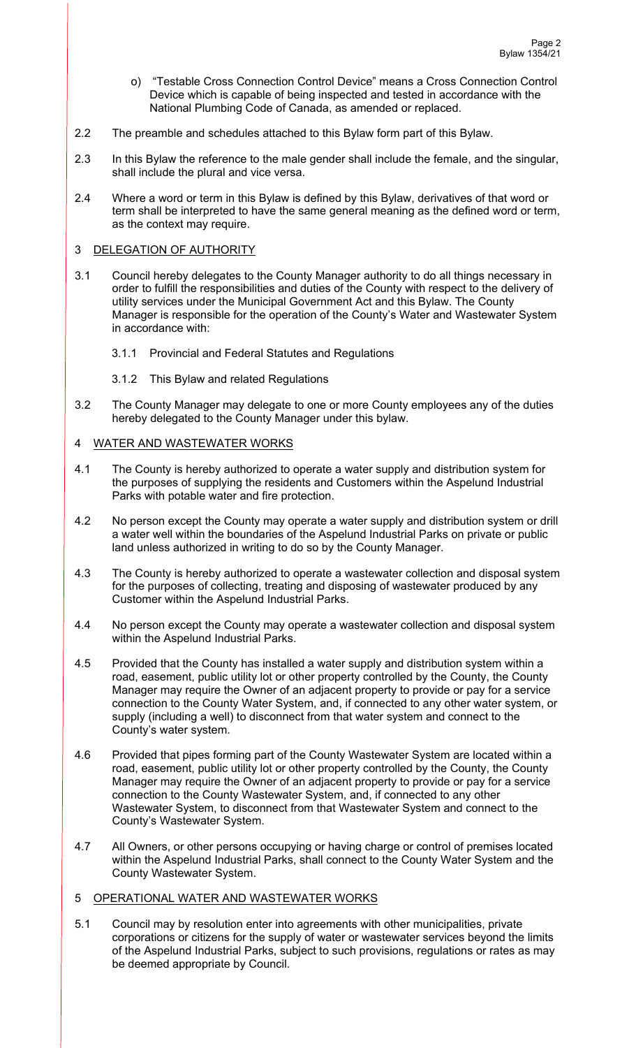o) "Testable Cross Connection Control Device" means a Cross Connection Control Device which is capable of being inspected and tested in accordance with the National Plumbing Code of Canada, as amended or replaced.

2.2 The preamble and schedules attached to this Bylaw form part of this Bylaw.

2.3 In this Bylaw the reference to the male gender shall include the female, and the singular, shall include the plural and vice versa.

2.4 Where a word or term in this Bylaw is defined by this Bylaw, derivatives of that word or term shall be interpreted to have the same general meaning as the defined word or term, as the context may require.

## 3 DELEGATION OF AUTHORITY

3.1 Council hereby delegates to the County Manager authority to do all things necessary in order to fulfill the responsibilities and duties of the County with respect to the delivery of utility services under the Municipal Government Act and this Bylaw. The County Manager is responsible for the operation of the County's Water and Wastewater System in accordance with:

3.1.1 Provincial and Federal Statutes and Regulations

3.1.2 This Bylaw and related Regulations

3.2 The County Manager may delegate to one or more County employees any of the duties hereby delegated to the County Manager under this bylaw.

## 4 WATER AND WASTEWATER WORKS

4.1 The County is hereby authorized to operate a water supply and distribution system for the purposes of supplying the residents and Customers within the Aspelund Industrial Parks with potable water and fire protection.

4.2 No person except the County may operate a water supply and distribution system or drill a water well within the boundaries of the Aspelund Industrial Parks on private or public land unless authorized in writing to do so by the County Manager.

4.3 The County is hereby authorized to operate a wastewater collection and disposal system for the purposes of collecting, treating and disposing of wastewater produced by any Customer within the Aspelund Industrial Parks.

4.4 No person except the County may operate a wastewater collection and disposal system within the Aspelund Industrial Parks.

4.5 Provided that the County has installed a water supply and distribution system within a road, easement, public utility lot or other property controlled by the County, the County Manager may require the Owner of an adjacent property to provide or pay for a service connection to the County Water System, and, if connected to any other water system, or supply (including a well) to disconnect from that water system and connect to the County's water system.

4.6 Provided that pipes forming part of the County Wastewater System are located within a road, easement, public utility lot or other property controlled by the County, the County Manager may require the Owner of an adjacent property to provide or pay for a service connection to the County Wastewater System, and, if connected to any other Wastewater System, to disconnect from that Wastewater System and connect to the County's Wastewater System.

4.7 All Owners, or other persons occupying or having charge or control of premises located within the Aspelund Industrial Parks, shall connect to the County Water System and the County Wastewater System.

## 5 OPERATIONAL WATER AND WASTEWATER WORKS

5.1 Council may by resolution enter into agreements with other municipalities, private corporations or citizens for the supply of water or wastewater services beyond the limits of the Aspelund Industrial Parks, subject to such provisions, regulations or rates as may be deemed appropriate by Council.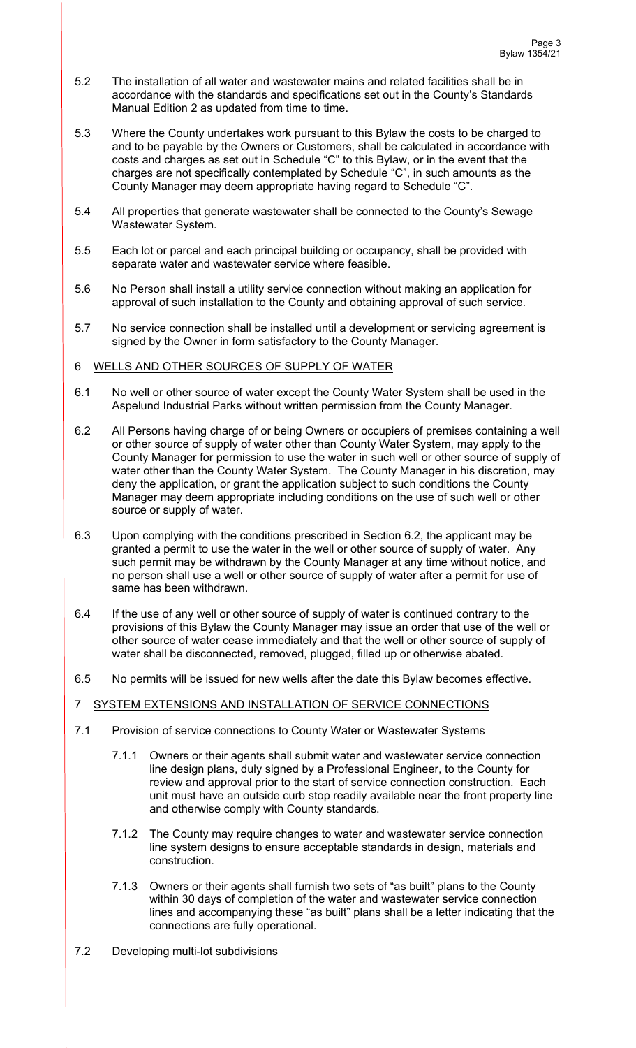5.2 The installation of all water and wastewater mains and related facilities shall be in accordance with the standards and specifications set out in the County's Standards Manual Edition 2 as updated from time to time.

5.3 Where the County undertakes work pursuant to this Bylaw the costs to be charged to and to be payable by the Owners or Customers, shall be calculated in accordance with costs and charges as set out in Schedule "C" to this Bylaw, or in the event that the charges are not specifically contemplated by Schedule "C", in such amounts as the County Manager may deem appropriate having regard to Schedule "C".

5.4 All properties that generate wastewater shall be connected to the County's Sewage Wastewater System.

5.5 Each lot or parcel and each principal building or occupancy, shall be provided with separate water and wastewater service where feasible.

5.6 No Person shall install a utility service connection without making an application for approval of such installation to the County and obtaining approval of such service.

5.7 No service connection shall be installed until a development or servicing agreement is signed by the Owner in form satisfactory to the County Manager.

## 6 WELLS AND OTHER SOURCES OF SUPPLY OF WATER

6.1 No well or other source of water except the County Water System shall be used in the Aspelund Industrial Parks without written permission from the County Manager.

6.2 All Persons having charge of or being Owners or occupiers of premises containing a well or other source of supply of water other than County Water System, may apply to the County Manager for permission to use the water in such well or other source of supply of water other than the County Water System. The County Manager in his discretion, may deny the application, or grant the application subject to such conditions the County Manager may deem appropriate including conditions on the use of such well or other source or supply of water.

6.3 Upon complying with the conditions prescribed in Section 6.2, the applicant may be granted a permit to use the water in the well or other source of supply of water. Any such permit may be withdrawn by the County Manager at any time without notice, and no person shall use a well or other source of supply of water after a permit for use of same has been withdrawn.

6.4 If the use of any well or other source of supply of water is continued contrary to the provisions of this Bylaw the County Manager may issue an order that use of the well or other source of water cease immediately and that the well or other source of supply of water shall be disconnected, removed, plugged, filled up or otherwise abated.

6.5 No permits will be issued for new wells after the date this Bylaw becomes effective.

## 7 SYSTEM EXTENSIONS AND INSTALLATION OF SERVICE CONNECTIONS

7.1 Provision of service connections to County Water or Wastewater Systems

7.1.1 Owners or their agents shall submit water and wastewater service connection line design plans, duly signed by a Professional Engineer, to the County for review and approval prior to the start of service connection construction. Each unit must have an outside curb stop readily available near the front property line and otherwise comply with County standards.

7.1.2 The County may require changes to water and wastewater service connection line system designs to ensure acceptable standards in design, materials and construction.

7.1.3 Owners or their agents shall furnish two sets of "as built" plans to the County within 30 days of completion of the water and wastewater service connection lines and accompanying these "as built" plans shall be a letter indicating that the connections are fully operational.

7.2 Developing multi-lot subdivisions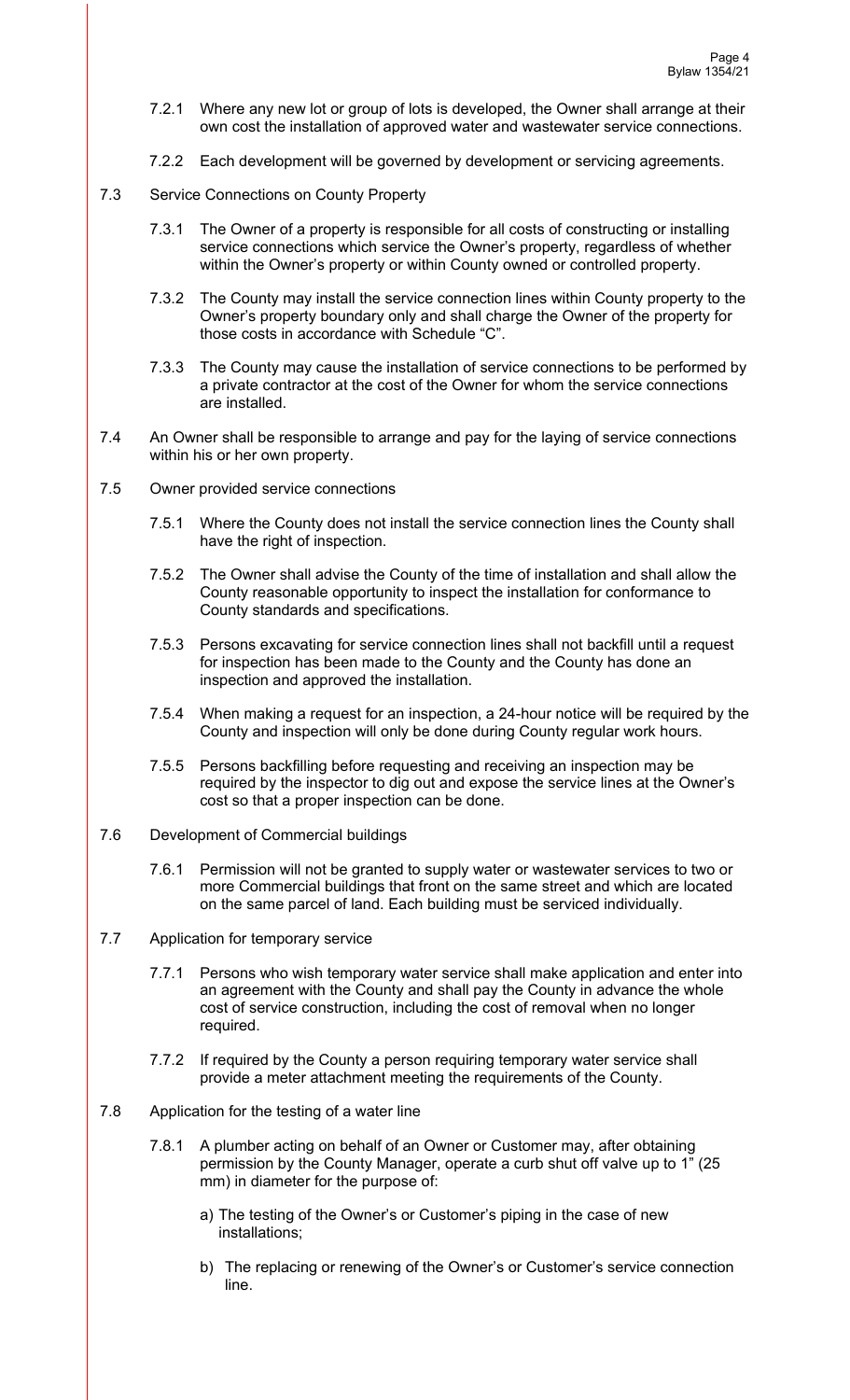7.2.1 Where any new lot or group of lots is developed, the Owner shall arrange at their own cost the installation of approved water and wastewater service connections.

7.2.2 Each development will be governed by development or servicing agreements.

7.3 Service Connections on County Property

7.3.1 The Owner of a property is responsible for all costs of constructing or installing service connections which service the Owner's property, regardless of whether within the Owner's property or within County owned or controlled property.

7.3.2 The County may install the service connection lines within County property to the Owner's property boundary only and shall charge the Owner of the property for those costs in accordance with Schedule "C".

7.3.3 The County may cause the installation of service connections to be performed by a private contractor at the cost of the Owner for whom the service connections are installed.

7.4 An Owner shall be responsible to arrange and pay for the laying of service connections within his or her own property.

7.5 Owner provided service connections

7.5.1 Where the County does not install the service connection lines the County shall have the right of inspection.

7.5.2 The Owner shall advise the County of the time of installation and shall allow the County reasonable opportunity to inspect the installation for conformance to County standards and specifications.

7.5.3 Persons excavating for service connection lines shall not backfill until a request for inspection has been made to the County and the County has done an inspection and approved the installation.

7.5.4 When making a request for an inspection, a 24-hour notice will be required by the County and inspection will only be done during County regular work hours.

7.5.5 Persons backfilling before requesting and receiving an inspection may be required by the inspector to dig out and expose the service lines at the Owner's cost so that a proper inspection can be done.

7.6 Development of Commercial buildings

7.6.1 Permission will not be granted to supply water or wastewater services to two or more Commercial buildings that front on the same street and which are located on the same parcel of land. Each building must be serviced individually.

7.7 Application for temporary service

7.7.1 Persons who wish temporary water service shall make application and enter into an agreement with the County and shall pay the County in advance the whole cost of service construction, including the cost of removal when no longer required.

7.7.2 If required by the County a person requiring temporary water service shall provide a meter attachment meeting the requirements of the County.

7.8 Application for the testing of a water line

7.8.1 A plumber acting on behalf of an Owner or Customer may, after obtaining permission by the County Manager, operate a curb shut off valve up to 1" (25 mm) in diameter for the purpose of:

a) The testing of the Owner's or Customer's piping in the case of new installations;

b) The replacing or renewing of the Owner's or Customer's service connection line.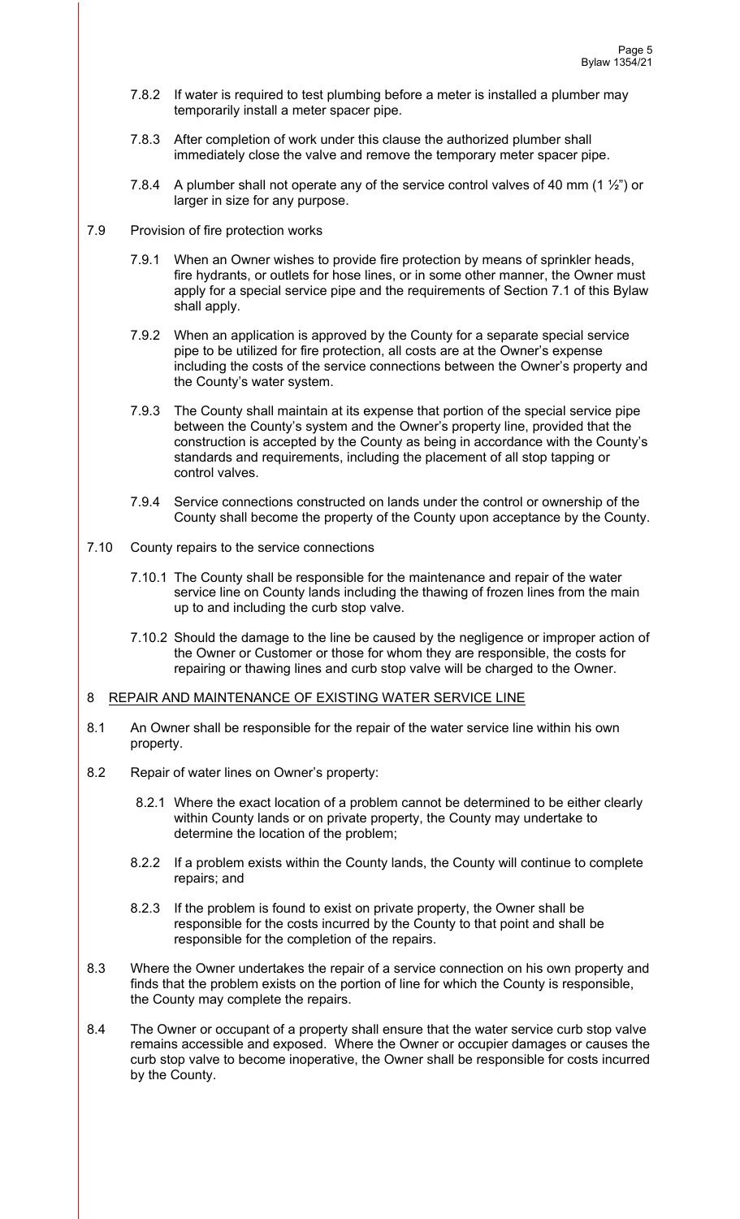7.8.2 If water is required to test plumbing before a meter is installed a plumber may temporarily install a meter spacer pipe.

7.8.3 After completion of work under this clause the authorized plumber shall immediately close the valve and remove the temporary meter spacer pipe.

7.8.4 A plumber shall not operate any of the service control valves of 40 mm (1 ½") or larger in size for any purpose.

7.9 Provision of fire protection works

7.9.1 When an Owner wishes to provide fire protection by means of sprinkler heads, fire hydrants, or outlets for hose lines, or in some other manner, the Owner must apply for a special service pipe and the requirements of Section 7.1 of this Bylaw shall apply.

7.9.2 When an application is approved by the County for a separate special service pipe to be utilized for fire protection, all costs are at the Owner's expense including the costs of the service connections between the Owner's property and the County's water system.

7.9.3 The County shall maintain at its expense that portion of the special service pipe between the County's system and the Owner's property line, provided that the construction is accepted by the County as being in accordance with the County's standards and requirements, including the placement of all stop tapping or control valves.

7.9.4 Service connections constructed on lands under the control or ownership of the County shall become the property of the County upon acceptance by the County.

7.10 County repairs to the service connections

7.10.1 The County shall be responsible for the maintenance and repair of the water service line on County lands including the thawing of frozen lines from the main up to and including the curb stop valve.

7.10.2 Should the damage to the line be caused by the negligence or improper action of the Owner or Customer or those for whom they are responsible, the costs for repairing or thawing lines and curb stop valve will be charged to the Owner.

## 8 REPAIR AND MAINTENANCE OF EXISTING WATER SERVICE LINE

8.1 An Owner shall be responsible for the repair of the water service line within his own property.

8.2 Repair of water lines on Owner's property:

8.2.1 Where the exact location of a problem cannot be determined to be either clearly within County lands or on private property, the County may undertake to determine the location of the problem;

8.2.2 If a problem exists within the County lands, the County will continue to complete repairs; and

8.2.3 If the problem is found to exist on private property, the Owner shall be responsible for the costs incurred by the County to that point and shall be responsible for the completion of the repairs.

8.3 Where the Owner undertakes the repair of a service connection on his own property and finds that the problem exists on the portion of line for which the County is responsible, the County may complete the repairs.

8.4 The Owner or occupant of a property shall ensure that the water service curb stop valve remains accessible and exposed. Where the Owner or occupier damages or causes the curb stop valve to become inoperative, the Owner shall be responsible for costs incurred by the County.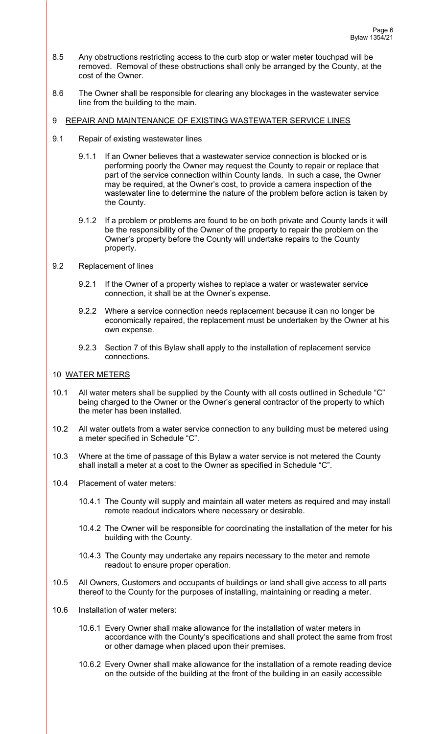8.5 Any obstructions restricting access to the curb stop or water meter touchpad will be removed. Removal of these obstructions shall only be arranged by the County, at the cost of the Owner.

8.6 The Owner shall be responsible for clearing any blockages in the wastewater service line from the building to the main.

## 9 REPAIR AND MAINTENANCE OF EXISTING WASTEWATER SERVICE LINES

9.1 Repair of existing wastewater lines

9.1.1 If an Owner believes that a wastewater service connection is blocked or is performing poorly the Owner may request the County to repair or replace that part of the service connection within County lands. In such a case, the Owner may be required, at the Owner's cost, to provide a camera inspection of the wastewater line to determine the nature of the problem before action is taken by the County.

9.1.2 If a problem or problems are found to be on both private and County lands it will be the responsibility of the Owner of the property to repair the problem on the Owner's property before the County will undertake repairs to the County property.

9.2 Replacement of lines

9.2.1 If the Owner of a property wishes to replace a water or wastewater service connection, it shall be at the Owner's expense.

9.2.2 Where a service connection needs replacement because it can no longer be economically repaired, the replacement must be undertaken by the Owner at his own expense.

9.2.3 Section 7 of this Bylaw shall apply to the installation of replacement service connections.

## 10 WATER METERS

10.1 All water meters shall be supplied by the County with all costs outlined in Schedule "C" being charged to the Owner or the Owner's general contractor of the property to which the meter has been installed.

10.2 All water outlets from a water service connection to any building must be metered using a meter specified in Schedule "C".

10.3 Where at the time of passage of this Bylaw a water service is not metered the County shall install a meter at a cost to the Owner as specified in Schedule "C".

10.4 Placement of water meters:

10.4.1 The County will supply and maintain all water meters as required and may install remote readout indicators where necessary or desirable.

10.4.2 The Owner will be responsible for coordinating the installation of the meter for his building with the County.

10.4.3 The County may undertake any repairs necessary to the meter and remote readout to ensure proper operation.

10.5 All Owners, Customers and occupants of buildings or land shall give access to all parts thereof to the County for the purposes of installing, maintaining or reading a meter.

10.6 Installation of water meters:

10.6.1 Every Owner shall make allowance for the installation of water meters in accordance with the County's specifications and shall protect the same from frost or other damage when placed upon their premises.

10.6.2 Every Owner shall make allowance for the installation of a remote reading device on the outside of the building at the front of the building in an easily accessible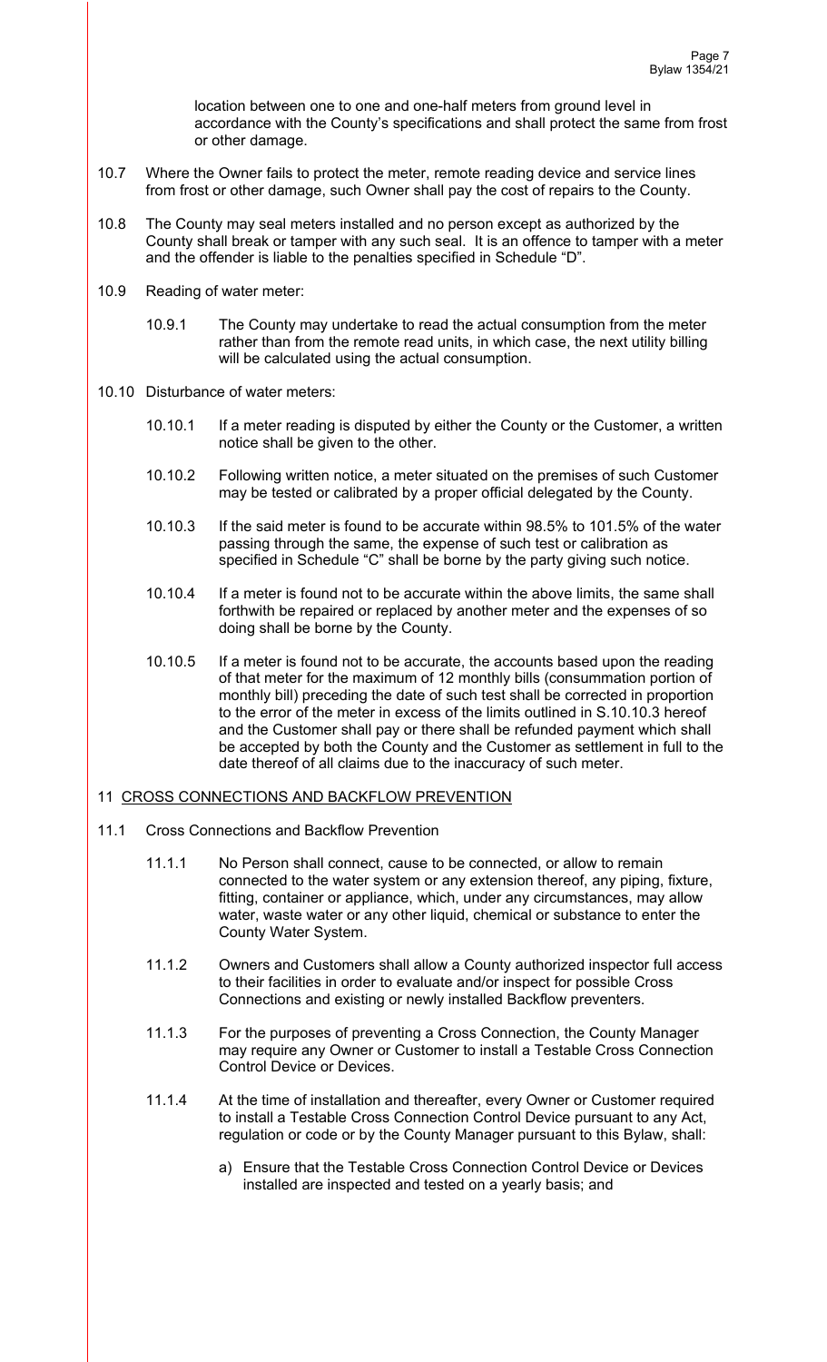location between one to one and one-half meters from ground level in accordance with the County's specifications and shall protect the same from frost or other damage.

10.7 Where the Owner fails to protect the meter, remote reading device and service lines from frost or other damage, such Owner shall pay the cost of repairs to the County.

10.8 The County may seal meters installed and no person except as authorized by the County shall break or tamper with any such seal. It is an offence to tamper with a meter and the offender is liable to the penalties specified in Schedule "D".

10.9 Reading of water meter:

10.9.1 The County may undertake to read the actual consumption from the meter rather than from the remote read units, in which case, the next utility billing will be calculated using the actual consumption.

10.10 Disturbance of water meters:

10.10.1 If a meter reading is disputed by either the County or the Customer, a written notice shall be given to the other.

10.10.2 Following written notice, a meter situated on the premises of such Customer may be tested or calibrated by a proper official delegated by the County.

10.10.3 If the said meter is found to be accurate within 98.5% to 101.5% of the water passing through the same, the expense of such test or calibration as specified in Schedule "C" shall be borne by the party giving such notice.

10.10.4 If a meter is found not to be accurate within the above limits, the same shall forthwith be repaired or replaced by another meter and the expenses of so doing shall be borne by the County.

10.10.5 If a meter is found not to be accurate, the accounts based upon the reading of that meter for the maximum of 12 monthly bills (consummation portion of monthly bill) preceding the date of such test shall be corrected in proportion to the error of the meter in excess of the limits outlined in S.10.10.3 hereof and the Customer shall pay or there shall be refunded payment which shall be accepted by both the County and the Customer as settlement in full to the date thereof of all claims due to the inaccuracy of such meter.

## 11 CROSS CONNECTIONS AND BACKFLOW PREVENTION

11.1 Cross Connections and Backflow Prevention

11.1.1 No Person shall connect, cause to be connected, or allow to remain connected to the water system or any extension thereof, any piping, fixture, fitting, container or appliance, which, under any circumstances, may allow water, waste water or any other liquid, chemical or substance to enter the County Water System.

11.1.2 Owners and Customers shall allow a County authorized inspector full access to their facilities in order to evaluate and/or inspect for possible Cross Connections and existing or newly installed Backflow preventers.

11.1.3 For the purposes of preventing a Cross Connection, the County Manager may require any Owner or Customer to install a Testable Cross Connection Control Device or Devices.

11.1.4 At the time of installation and thereafter, every Owner or Customer required to install a Testable Cross Connection Control Device pursuant to any Act, regulation or code or by the County Manager pursuant to this Bylaw, shall:

a) Ensure that the Testable Cross Connection Control Device or Devices installed are inspected and tested on a yearly basis; and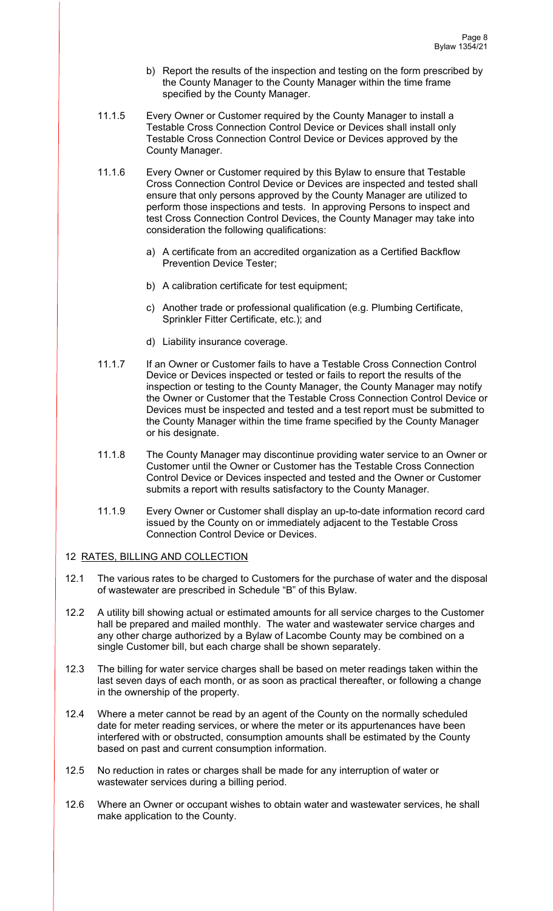b) Report the results of the inspection and testing on the form prescribed by the County Manager to the County Manager within the time frame specified by the County Manager.

11.1.5 Every Owner or Customer required by the County Manager to install a Testable Cross Connection Control Device or Devices shall install only Testable Cross Connection Control Device or Devices approved by the County Manager.

11.1.6 Every Owner or Customer required by this Bylaw to ensure that Testable Cross Connection Control Device or Devices are inspected and tested shall ensure that only persons approved by the County Manager are utilized to perform those inspections and tests. In approving Persons to inspect and test Cross Connection Control Devices, the County Manager may take into consideration the following qualifications:

a) A certificate from an accredited organization as a Certified Backflow Prevention Device Tester;

b) A calibration certificate for test equipment;

c) Another trade or professional qualification (e.g. Plumbing Certificate, Sprinkler Fitter Certificate, etc.); and

d) Liability insurance coverage.

11.1.7 If an Owner or Customer fails to have a Testable Cross Connection Control Device or Devices inspected or tested or fails to report the results of the inspection or testing to the County Manager, the County Manager may notify the Owner or Customer that the Testable Cross Connection Control Device or Devices must be inspected and tested and a test report must be submitted to the County Manager within the time frame specified by the County Manager or his designate.

11.1.8 The County Manager may discontinue providing water service to an Owner or Customer until the Owner or Customer has the Testable Cross Connection Control Device or Devices inspected and tested and the Owner or Customer submits a report with results satisfactory to the County Manager.

11.1.9 Every Owner or Customer shall display an up-to-date information record card issued by the County on or immediately adjacent to the Testable Cross Connection Control Device or Devices.

## 12 RATES, BILLING AND COLLECTION

12.1 The various rates to be charged to Customers for the purchase of water and the disposal of wastewater are prescribed in Schedule "B" of this Bylaw.

12.2 A utility bill showing actual or estimated amounts for all service charges to the Customer hall be prepared and mailed monthly. The water and wastewater service charges and any other charge authorized by a Bylaw of Lacombe County may be combined on a single Customer bill, but each charge shall be shown separately.

12.3 The billing for water service charges shall be based on meter readings taken within the last seven days of each month, or as soon as practical thereafter, or following a change in the ownership of the property.

12.4 Where a meter cannot be read by an agent of the County on the normally scheduled date for meter reading services, or where the meter or its appurtenances have been interfered with or obstructed, consumption amounts shall be estimated by the County based on past and current consumption information.

12.5 No reduction in rates or charges shall be made for any interruption of water or wastewater services during a billing period.

12.6 Where an Owner or occupant wishes to obtain water and wastewater services, he shall make application to the County.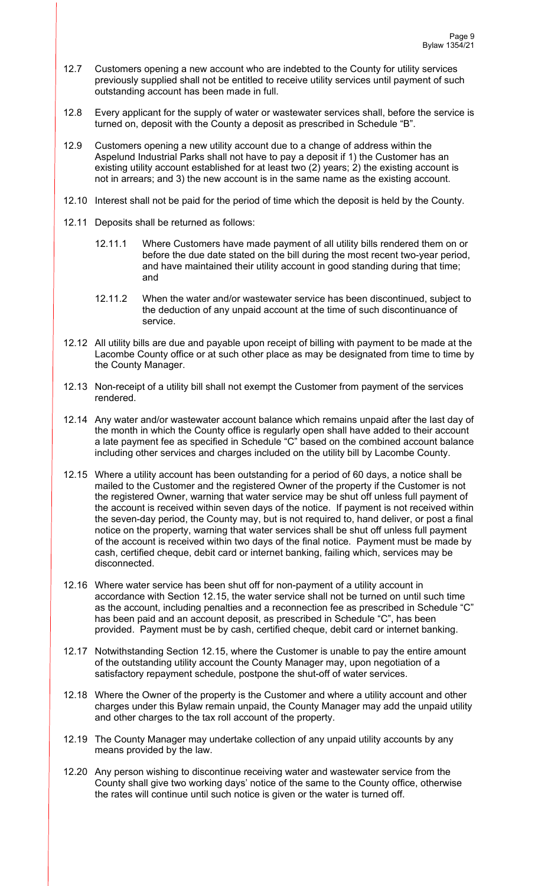12.7 Customers opening a new account who are indebted to the County for utility services previously supplied shall not be entitled to receive utility services until payment of such outstanding account has been made in full.

12.8 Every applicant for the supply of water or wastewater services shall, before the service is turned on, deposit with the County a deposit as prescribed in Schedule "B".

12.9 Customers opening a new utility account due to a change of address within the Aspelund Industrial Parks shall not have to pay a deposit if 1) the Customer has an existing utility account established for at least two (2) years; 2) the existing account is not in arrears; and 3) the new account is in the same name as the existing account.

12.10 Interest shall not be paid for the period of time which the deposit is held by the County.

12.11 Deposits shall be returned as follows:

12.11.1 Where Customers have made payment of all utility bills rendered them on or before the due date stated on the bill during the most recent two-year period, and have maintained their utility account in good standing during that time; and

12.11.2 When the water and/or wastewater service has been discontinued, subject to the deduction of any unpaid account at the time of such discontinuance of service.

12.12 All utility bills are due and payable upon receipt of billing with payment to be made at the Lacombe County office or at such other place as may be designated from time to time by the County Manager.

12.13 Non-receipt of a utility bill shall not exempt the Customer from payment of the services rendered.

12.14 Any water and/or wastewater account balance which remains unpaid after the last day of the month in which the County office is regularly open shall have added to their account a late payment fee as specified in Schedule "C" based on the combined account balance including other services and charges included on the utility bill by Lacombe County.

12.15 Where a utility account has been outstanding for a period of 60 days, a notice shall be mailed to the Customer and the registered Owner of the property if the Customer is not the registered Owner, warning that water service may be shut off unless full payment of the account is received within seven days of the notice. If payment is not received within the seven-day period, the County may, but is not required to, hand deliver, or post a final notice on the property, warning that water services shall be shut off unless full payment of the account is received within two days of the final notice. Payment must be made by cash, certified cheque, debit card or internet banking, failing which, services may be disconnected.

12.16 Where water service has been shut off for non-payment of a utility account in accordance with Section 12.15, the water service shall not be turned on until such time as the account, including penalties and a reconnection fee as prescribed in Schedule "C" has been paid and an account deposit, as prescribed in Schedule "C", has been provided. Payment must be by cash, certified cheque, debit card or internet banking.

12.17 Notwithstanding Section 12.15, where the Customer is unable to pay the entire amount of the outstanding utility account the County Manager may, upon negotiation of a satisfactory repayment schedule, postpone the shut-off of water services.

12.18 Where the Owner of the property is the Customer and where a utility account and other charges under this Bylaw remain unpaid, the County Manager may add the unpaid utility and other charges to the tax roll account of the property.

12.19 The County Manager may undertake collection of any unpaid utility accounts by any means provided by the law.

12.20 Any person wishing to discontinue receiving water and wastewater service from the County shall give two working days' notice of the same to the County office, otherwise the rates will continue until such notice is given or the water is turned off.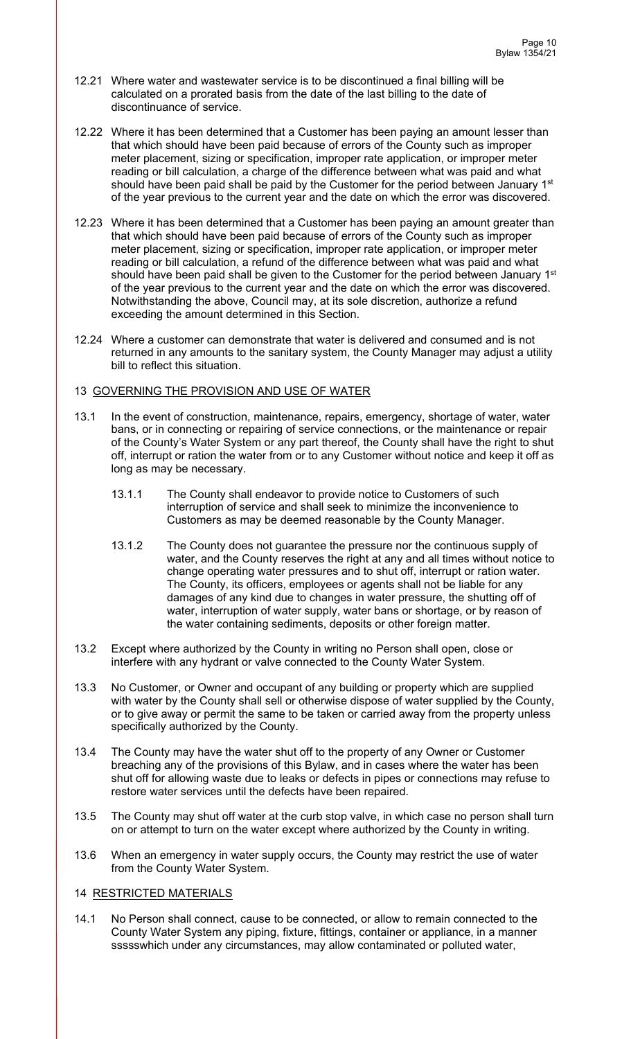12.21 Where water and wastewater service is to be discontinued a final billing will be calculated on a prorated basis from the date of the last billing to the date of discontinuance of service.

12.22 Where it has been determined that a Customer has been paying an amount lesser than that which should have been paid because of errors of the County such as improper meter placement, sizing or specification, improper rate application, or improper meter reading or bill calculation, a charge of the difference between what was paid and what should have been paid shall be paid by the Customer for the period between January 1st of the year previous to the current year and the date on which the error was discovered.

12.23 Where it has been determined that a Customer has been paying an amount greater than that which should have been paid because of errors of the County such as improper meter placement, sizing or specification, improper rate application, or improper meter reading or bill calculation, a refund of the difference between what was paid and what should have been paid shall be given to the Customer for the period between January 1st of the year previous to the current year and the date on which the error was discovered. Notwithstanding the above, Council may, at its sole discretion, authorize a refund exceeding the amount determined in this Section.

12.24 Where a customer can demonstrate that water is delivered and consumed and is not returned in any amounts to the sanitary system, the County Manager may adjust a utility bill to reflect this situation.

## 13 GOVERNING THE PROVISION AND USE OF WATER

13.1 In the event of construction, maintenance, repairs, emergency, shortage of water, water bans, or in connecting or repairing of service connections, or the maintenance or repair of the County's Water System or any part thereof, the County shall have the right to shut off, interrupt or ration the water from or to any Customer without notice and keep it off as long as may be necessary.

13.1.1 The County shall endeavor to provide notice to Customers of such interruption of service and shall seek to minimize the inconvenience to Customers as may be deemed reasonable by the County Manager.

13.1.2 The County does not guarantee the pressure nor the continuous supply of water, and the County reserves the right at any and all times without notice to change operating water pressures and to shut off, interrupt or ration water. The County, its officers, employees or agents shall not be liable for any damages of any kind due to changes in water pressure, the shutting off of water, interruption of water supply, water bans or shortage, or by reason of the water containing sediments, deposits or other foreign matter.

13.2 Except where authorized by the County in writing no Person shall open, close or interfere with any hydrant or valve connected to the County Water System.

13.3 No Customer, or Owner and occupant of any building or property which are supplied with water by the County shall sell or otherwise dispose of water supplied by the County, or to give away or permit the same to be taken or carried away from the property unless specifically authorized by the County.

13.4 The County may have the water shut off to the property of any Owner or Customer breaching any of the provisions of this Bylaw, and in cases where the water has been shut off for allowing waste due to leaks or defects in pipes or connections may refuse to restore water services until the defects have been repaired.

13.5 The County may shut off water at the curb stop valve, in which case no person shall turn on or attempt to turn on the water except where authorized by the County in writing.

13.6 When an emergency in water supply occurs, the County may restrict the use of water from the County Water System.

## 14 RESTRICTED MATERIALS

14.1 No Person shall connect, cause to be connected, or allow to remain connected to the County Water System any piping, fixture, fittings, container or appliance, in a manner ssssswhich under any circumstances, may allow contaminated or polluted water,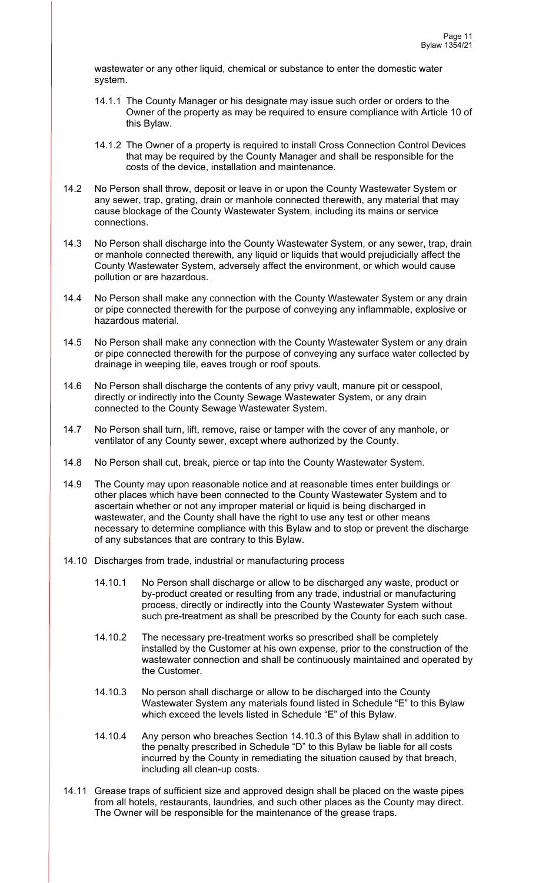wastewater or any other liquid, chemical or substance to enter the domestic water system.

14.1.1 The County Manager or his designate may issue such order or orders to the Owner of the property as may be required to ensure compliance with Article 10 of this Bylaw.

14.1.2 The Owner of a property is required to install Cross Connection Control Devices that may be required by the County Manager and shall be responsible for the costs of the device, installation and maintenance.

14.2 No Person shall throw, deposit or leave in or upon the County Wastewater System or any sewer, trap, grating, drain or manhole connected therewith, any material that may cause blockage of the County Wastewater System, including its mains or service connections.

14.3 No Person shall discharge into the County Wastewater System, or any sewer, trap, drain or manhole connected therewith, any liquid or liquids that would prejudicially affect the County Wastewater System, adversely affect the environment, or which would cause pollution or are hazardous.

14.4 No Person shall make any connection with the County Wastewater System or any drain or pipe connected therewith for the purpose of conveying any inflammable, explosive or hazardous material.

14.5 No Person shall make any connection with the County Wastewater System or any drain or pipe connected therewith for the purpose of conveying any surface water collected by drainage in weeping tile, eaves trough or roof spouts.

14.6 No Person shall discharge the contents of any privy vault, manure pit or cesspool, directly or indirectly into the County Sewage Wastewater System, or any drain connected to the County Sewage Wastewater System.

14.7 No Person shall turn, lift, remove, raise or tamper with the cover of any manhole, or ventilator of any County sewer, except where authorized by the County.

14.8 No Person shall cut, break, pierce or tap into the County Wastewater System.

14.9 The County may upon reasonable notice and at reasonable times enter buildings or other places which have been connected to the County Wastewater System and to ascertain whether or not any improper material or liquid is being discharged in wastewater, and the County shall have the right to use any test or other means necessary to determine compliance with this Bylaw and to stop or prevent the discharge of any substances that are contrary to this Bylaw.

14.10 Discharges from trade, industrial or manufacturing process

14.10.1 No Person shall discharge or allow to be discharged any waste, product or by-product created or resulting from any trade, industrial or manufacturing process, directly or indirectly into the County Wastewater System without such pre-treatment as shall be prescribed by the County for each such case.

14.10.2 The necessary pre-treatment works so prescribed shall be completely installed by the Customer at his own expense, prior to the construction of the wastewater connection and shall be continuously maintained and operated by the Customer.

14.10.3 No person shall discharge or allow to be discharged into the County Wastewater System any materials found listed in Schedule "E" to this Bylaw which exceed the levels listed in Schedule "E" of this Bylaw.

14.10.4 Any person who breaches Section 14.10.3 of this Bylaw shall in addition to the penalty prescribed in Schedule "D" to this Bylaw be liable for all costs incurred by the County in remediating the situation caused by that breach, including all clean-up costs.

14.11 Grease traps of sufficient size and approved design shall be placed on the waste pipes from all hotels, restaurants, laundries, and such other places as the County may direct. The Owner will be responsible for the maintenance of the grease traps.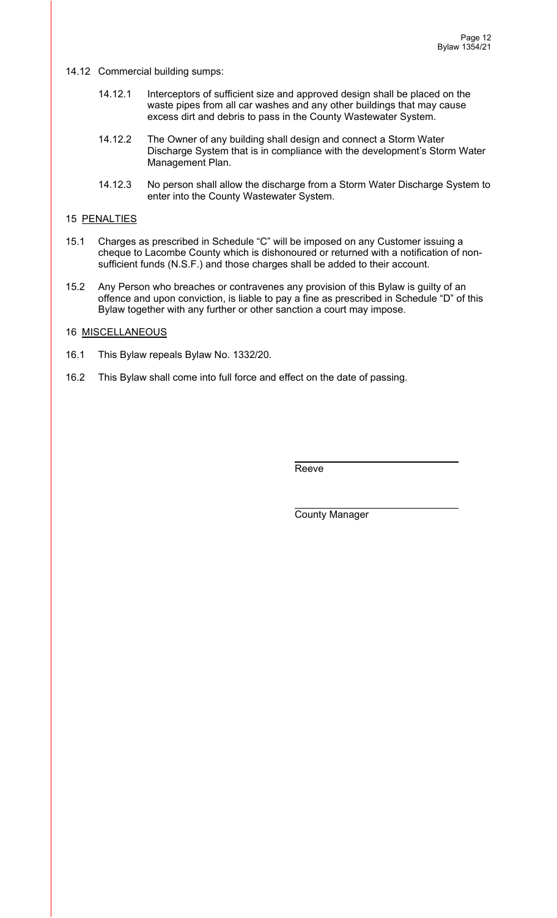14.12 Commercial building sumps:

14.12.1 Interceptors of sufficient size and approved design shall be placed on the waste pipes from all car washes and any other buildings that may cause excess dirt and debris to pass in the County Wastewater System.

14.12.2 The Owner of any building shall design and connect a Storm Water Discharge System that is in compliance with the development's Storm Water Management Plan.

14.12.3 No person shall allow the discharge from a Storm Water Discharge System to enter into the County Wastewater System.

## 15 PENALTIES

15.1 Charges as prescribed in Schedule "C" will be imposed on any Customer issuing a cheque to Lacombe County which is dishonoured or returned with a notification of non-sufficient funds (N.S.F.) and those charges shall be added to their account.

15.2 Any Person who breaches or contravenes any provision of this Bylaw is guilty of an offence and upon conviction, is liable to pay a fine as prescribed in Schedule "D" of this Bylaw together with any further or other sanction a court may impose.

## 16 MISCELLANEOUS

16.1 This Bylaw repeals Bylaw No. 1332/20.

16.2 This Bylaw shall come into full force and effect on the date of passing.

Reeve

County Manager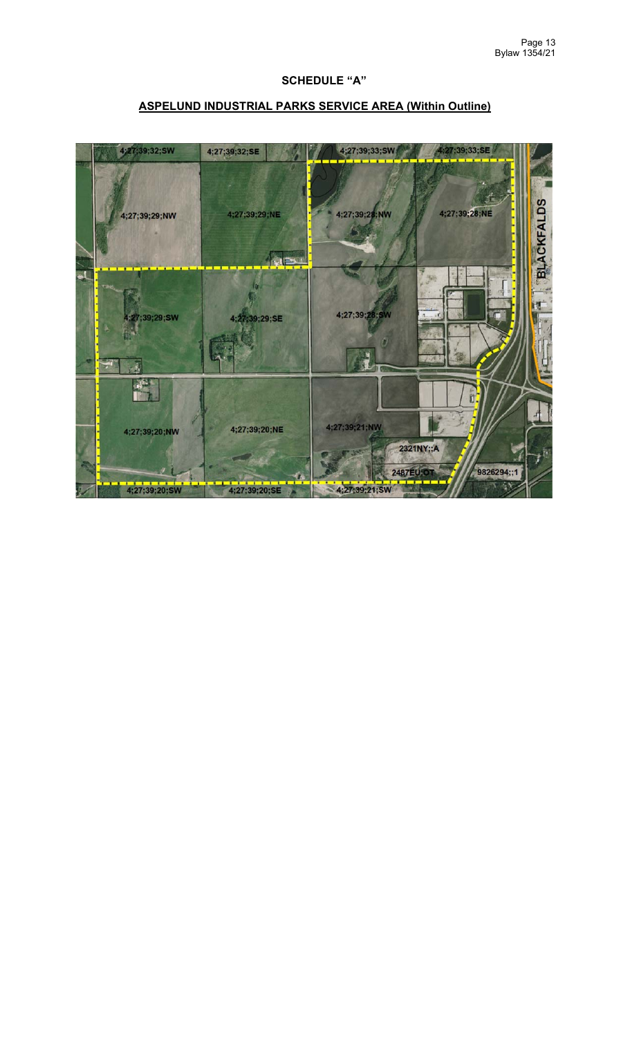# SCHEDULE "A"

## ASPELUND INDUSTRIAL PARKS SERVICE AREA (Within Outline)

4;27;39;32;SW

4;27;39;32;SE

4;27;39;33;SW

4;27;39;33;SE

4;27;39;29;NW

4;27;39;29;NE

4;27;39;28;NW

4;27;39;28;NE

BLACKFALDS

4;27;39;29;SW

4;27;39;29;SE

4;27;39;28;SW

4;27;39;20;NW

4;27;39;20;NE

4;27;39;21;NW

2321NY;;A

2487EU;OT

9826294;;1

4;27;39;20;SW

4;27;39;20;SE

4;27;39;21;SW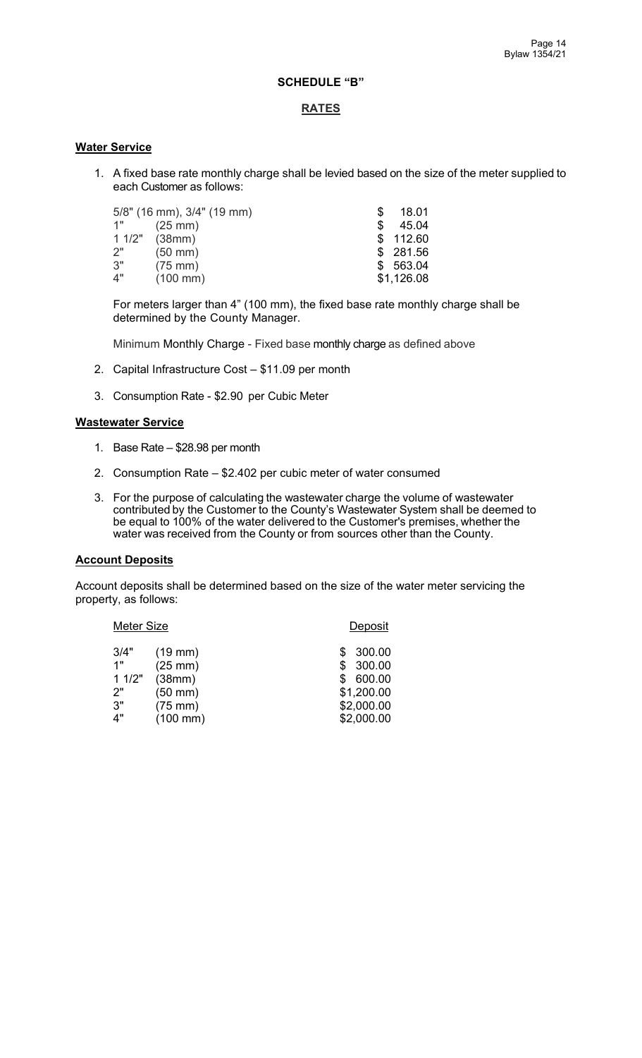## SCHEDULE "B"

## RATES

### Water Service

1. A fixed base rate monthly charge shall be levied based on the size of the meter supplied to each Customer as follows:

| Meter Size | Monthly Charge |
|---|---|
| 5/8" (16 mm), 3/4" (19 mm) | $ 18.01 |
| 1" (25 mm) | $ 45.04 |
| 1 1/2" (38mm) | $ 112.60 |
| 2" (50 mm) | $ 281.56 |
| 3" (75 mm) | $ 563.04 |
| 4" (100 mm) | $1,126.08 |

   For meters larger than 4" (100 mm), the fixed base rate monthly charge shall be determined by the County Manager.

   Minimum Monthly Charge - Fixed base monthly charge as defined above

2. Capital Infrastructure Cost – $11.09 per month

3. Consumption Rate - $2.90 per Cubic Meter

### Wastewater Service

1. Base Rate – $28.98 per month

2. Consumption Rate – $2.402 per cubic meter of water consumed

3. For the purpose of calculating the wastewater charge the volume of wastewater contributed by the Customer to the County's Wastewater System shall be deemed to be equal to 100% of the water delivered to the Customer's premises, whether the water was received from the County or from sources other than the County.

### Account Deposits

Account deposits shall be determined based on the size of the water meter servicing the property, as follows:

| Meter Size | Deposit |
|---|---|
| 3/4" (19 mm) | $ 300.00 |
| 1" (25 mm) | $ 300.00 |
| 1 1/2" (38mm) | $ 600.00 |
| 2" (50 mm) | $1,200.00 |
| 3" (75 mm) | $2,000.00 |
| 4" (100 mm) | $2,000.00 |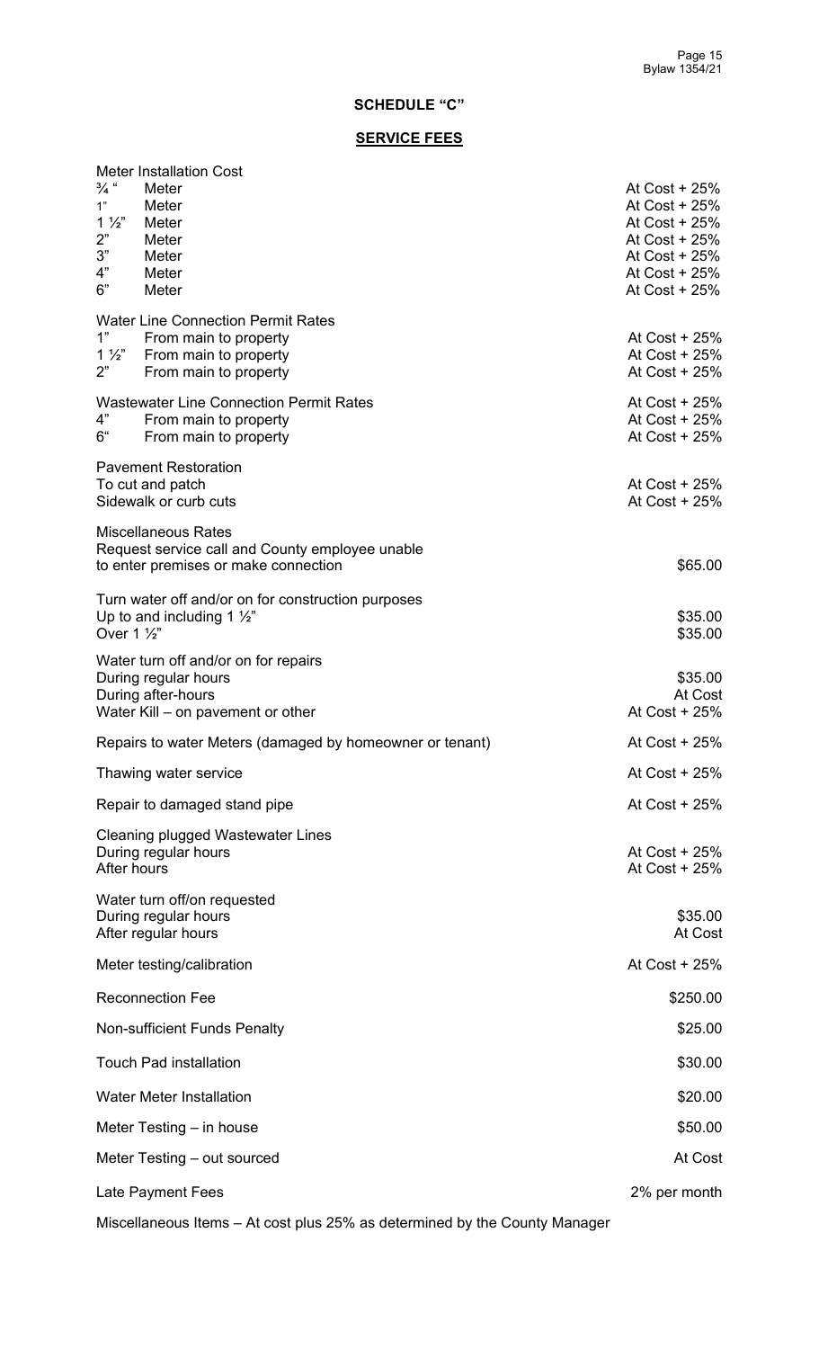## SCHEDULE "C"

## SERVICE FEES

| | |
|---|---|
| **Meter Installation Cost** | |
| ¾ " Meter | At Cost + 25% |
| 1" Meter | At Cost + 25% |
| 1 ½" Meter | At Cost + 25% |
| 2" Meter | At Cost + 25% |
| 3" Meter | At Cost + 25% |
| 4" Meter | At Cost + 25% |
| 6" Meter | At Cost + 25% |
| **Water Line Connection Permit Rates** | |
| 1" From main to property | At Cost + 25% |
| 1 ½" From main to property | At Cost + 25% |
| 2" From main to property | At Cost + 25% |
| **Wastewater Line Connection Permit Rates** | At Cost + 25% |
| 4" From main to property | At Cost + 25% |
| 6" From main to property | At Cost + 25% |
| **Pavement Restoration** | |
| To cut and patch | At Cost + 25% |
| Sidewalk or curb cuts | At Cost + 25% |
| **Miscellaneous Rates** | |
| Request service call and County employee unable to enter premises or make connection | $65.00 |
| Turn water off and/or on for construction purposes | |
| Up to and including 1 ½" | $35.00 |
| Over 1 ½" | $35.00 |
| Water turn off and/or on for repairs | |
| During regular hours | $35.00 |
| During after-hours | At Cost |
| Water Kill – on pavement or other | At Cost + 25% |
| Repairs to water Meters (damaged by homeowner or tenant) | At Cost + 25% |
| Thawing water service | At Cost + 25% |
| Repair to damaged stand pipe | At Cost + 25% |
| Cleaning plugged Wastewater Lines | |
| During regular hours | At Cost + 25% |
| After hours | At Cost + 25% |
| Water turn off/on requested | |
| During regular hours | $35.00 |
| After regular hours | At Cost |
| Meter testing/calibration | At Cost + 25% |
| Reconnection Fee | $250.00 |
| Non-sufficient Funds Penalty | $25.00 |
| Touch Pad installation | $30.00 |
| Water Meter Installation | $20.00 |
| Meter Testing – in house | $50.00 |
| Meter Testing – out sourced | At Cost |
| Late Payment Fees | 2% per month |

Miscellaneous Items – At cost plus 25% as determined by the County Manager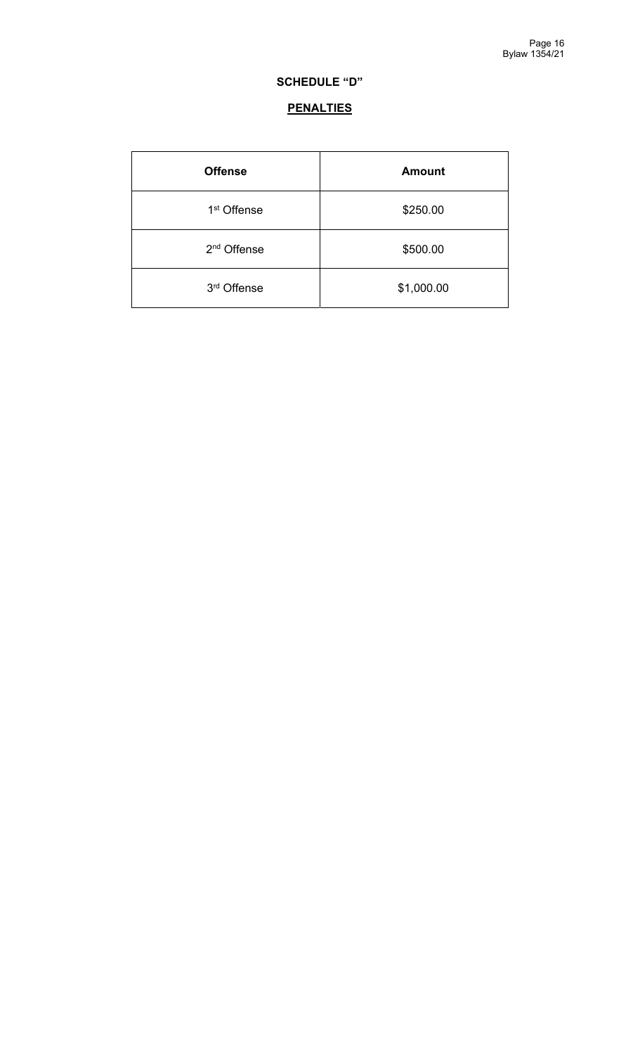## SCHEDULE "D"

## **PENALTIES**

| **Offense** | **Amount** |
|---|---|
| 1st Offense | $250.00 |
| 2nd Offense | $500.00 |
| 3rd Offense | $1,000.00 |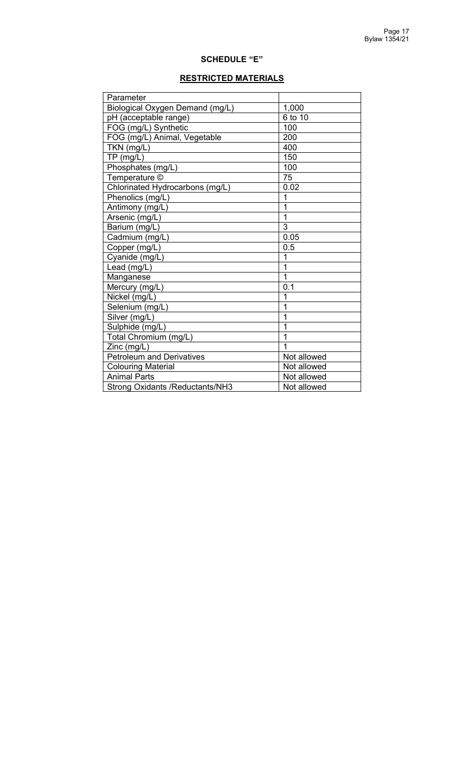## SCHEDULE "E"

### RESTRICTED MATERIALS

| Parameter | |
|---|---|
| Biological Oxygen Demand (mg/L) | 1,000 |
| pH (acceptable range) | 6 to 10 |
| FOG (mg/L) Synthetic | 100 |
| FOG (mg/L) Animal, Vegetable | 200 |
| TKN (mg/L) | 400 |
| TP (mg/L) | 150 |
| Phosphates (mg/L) | 100 |
| Temperature © | 75 |
| Chlorinated Hydrocarbons (mg/L) | 0.02 |
| Phenolics (mg/L) | 1 |
| Antimony (mg/L) | 1 |
| Arsenic (mg/L) | 1 |
| Barium (mg/L) | 3 |
| Cadmium (mg/L) | 0.05 |
| Copper (mg/L) | 0.5 |
| Cyanide (mg/L) | 1 |
| Lead (mg/L) | 1 |
| Manganese | 1 |
| Mercury (mg/L) | 0.1 |
| Nickel (mg/L) | 1 |
| Selenium (mg/L) | 1 |
| Silver (mg/L) | 1 |
| Sulphide (mg/L) | 1 |
| Total Chromium (mg/L) | 1 |
| Zinc (mg/L) | 1 |
| Petroleum and Derivatives | Not allowed |
| Colouring Material | Not allowed |
| Animal Parts | Not allowed |
| Strong Oxidants /Reductants/NH3 | Not allowed |